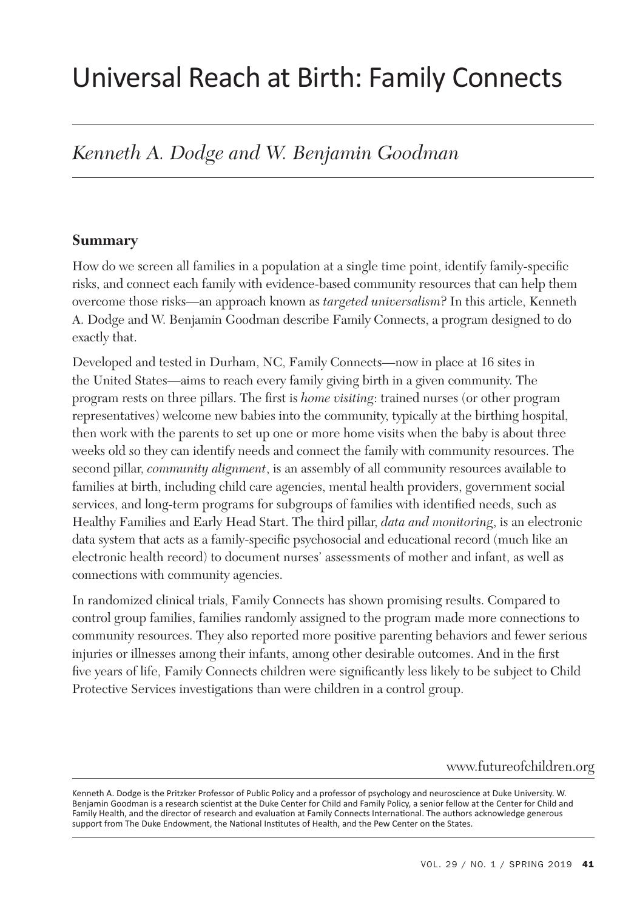# Universal Reach at Birth: Family Connects

*Kenneth A. Dodge and W. Benjamin Goodman*

### Summary

How do we screen all families in a population at a single time point, identify family-specific risks, and connect each family with evidence-based community resources that can help them overcome those risks—an approach known as *targeted universalism*? In this article, Kenneth A. Dodge and W. Benjamin Goodman describe Family Connects, a program designed to do exactly that.

Developed and tested in Durham, NC, Family Connects—now in place at 16 sites in the United States—aims to reach every family giving birth in a given community. The program rests on three pillars. The first is *home visiting*: trained nurses (or other program representatives) welcome new babies into the community, typically at the birthing hospital, then work with the parents to set up one or more home visits when the baby is about three weeks old so they can identify needs and connect the family with community resources. The second pillar, *community alignment*, is an assembly of all community resources available to families at birth, including child care agencies, mental health providers, government social services, and long-term programs for subgroups of families with identified needs, such as Healthy Families and Early Head Start. The third pillar, *data and monitoring*, is an electronic data system that acts as a family-specific psychosocial and educational record (much like an electronic health record) to document nurses' assessments of mother and infant, as well as connections with community agencies.

In randomized clinical trials, Family Connects has shown promising results. Compared to control group families, families randomly assigned to the program made more connections to community resources. They also reported more positive parenting behaviors and fewer serious injuries or illnesses among their infants, among other desirable outcomes. And in the first five years of life, Family Connects children were significantly less likely to be subject to Child Protective Services investigations than were children in a control group.

www.futureofchildren.org

Kenneth A. Dodge is the Pritzker Professor of Public Policy and a professor of psychology and neuroscience at Duke University. W. Benjamin Goodman is a research scientist at the Duke Center for Child and Family Policy, a senior fellow at the Center for Child and Family Health, and the director of research and evaluation at Family Connects International. The authors acknowledge generous support from The Duke Endowment, the National Institutes of Health, and the Pew Center on the States.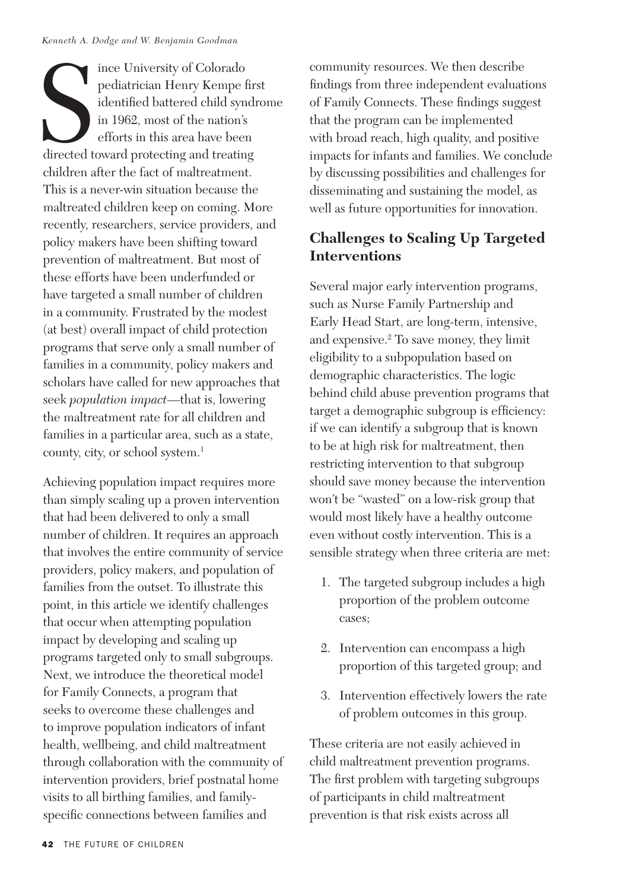Since University of Colorado pediatrician Henry Kempe first identified battered child syndrome in 1962, most of the nation's efforts in this area have been directed toward protecting and treating children after the fact of maltreatment. This is a never-win situation because the maltreated children keep on coming. More recently, researchers, service providers, and policy makers have been shifting toward prevention of maltreatment. But most of these efforts have been underfunded or have targeted a small number of children in a community. Frustrated by the modest (at best) overall impact of child protection programs that serve only a small number of families in a community, policy makers and scholars have called for new approaches that seek *population impact*—that is, lowering the maltreatment rate for all children and families in a particular area, such as a state, county, city, or school system.[1]

Achieving population impact requires more than simply scaling up a proven intervention that had been delivered to only a small number of children. It requires an approach that involves the entire community of service providers, policy makers, and population of families from the outset. To illustrate this point, in this article we identify challenges that occur when attempting population impact by developing and scaling up programs targeted only to small subgroups. Next, we introduce the theoretical model for Family Connects, a program that seeks to overcome these challenges and to improve population indicators of infant health, wellbeing, and child maltreatment through collaboration with the community of intervention providers, brief postnatal home visits to all birthing families, and family-specific connections between families and community resources. We then describe findings from three independent evaluations of Family Connects. These findings suggest that the program can be implemented with broad reach, high quality, and positive impacts for infants and families. We conclude by discussing possibilities and challenges for disseminating and sustaining the model, as well as future opportunities for innovation.

## Challenges to Scaling Up Targeted Interventions

Several major early intervention programs, such as Nurse Family Partnership and Early Head Start, are long-term, intensive, and expensive.[2] To save money, they limit eligibility to a subpopulation based on demographic characteristics. The logic behind child abuse prevention programs that target a demographic subgroup is efficiency: if we can identify a subgroup that is known to be at high risk for maltreatment, then restricting intervention to that subgroup should save money because the intervention won't be "wasted" on a low-risk group that would most likely have a healthy outcome even without costly intervention. This is a sensible strategy when three criteria are met:

1. The targeted subgroup includes a high proportion of the problem outcome cases;
2. Intervention can encompass a high proportion of this targeted group; and
3. Intervention effectively lowers the rate of problem outcomes in this group.

These criteria are not easily achieved in child maltreatment prevention programs. The first problem with targeting subgroups of participants in child maltreatment prevention is that risk exists across all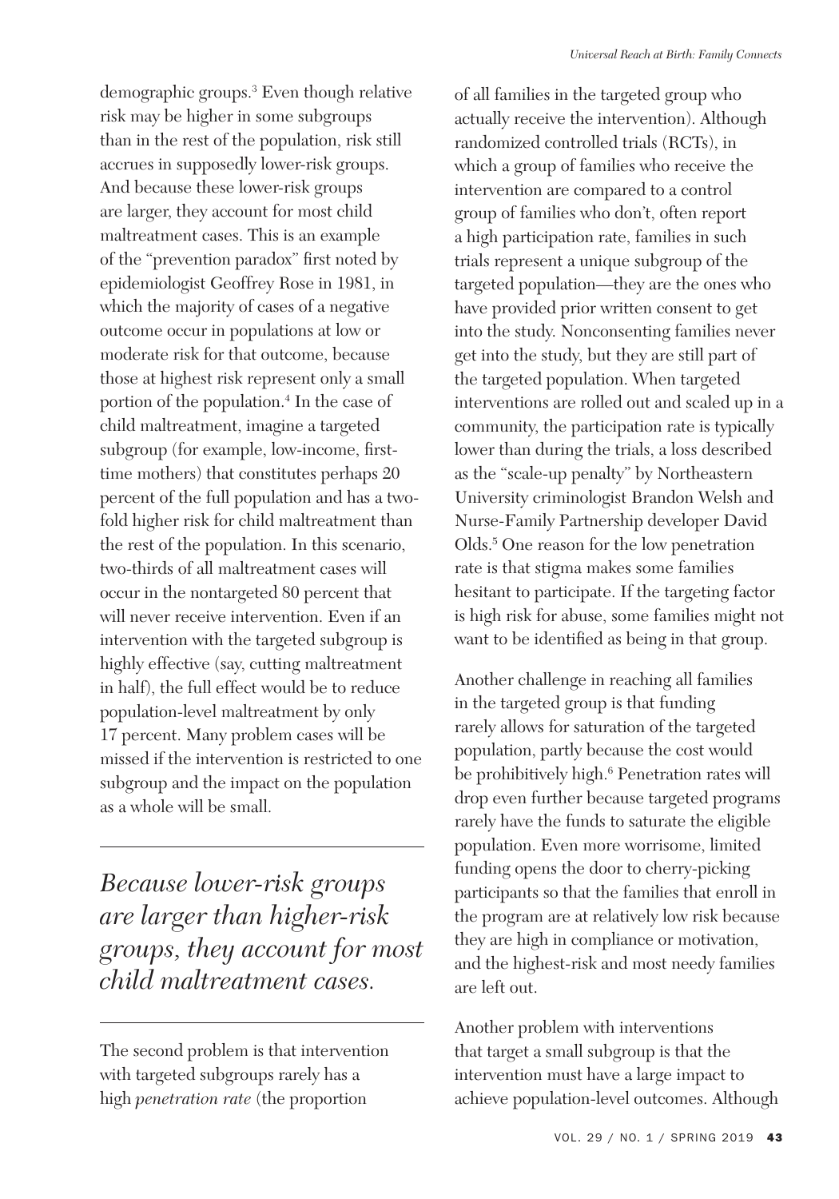demographic groups.[3] Even though relative risk may be higher in some subgroups than in the rest of the population, risk still accrues in supposedly lower-risk groups. And because these lower-risk groups are larger, they account for most child maltreatment cases. This is an example of the "prevention paradox" first noted by epidemiologist Geoffrey Rose in 1981, in which the majority of cases of a negative outcome occur in populations at low or moderate risk for that outcome, because those at highest risk represent only a small portion of the population.[4] In the case of child maltreatment, imagine a targeted subgroup (for example, low-income, first-time mothers) that constitutes perhaps 20 percent of the full population and has a two-fold higher risk for child maltreatment than the rest of the population. In this scenario, two-thirds of all maltreatment cases will occur in the nontargeted 80 percent that will never receive intervention. Even if an intervention with the targeted subgroup is highly effective (say, cutting maltreatment in half), the full effect would be to reduce population-level maltreatment by only 17 percent. Many problem cases will be missed if the intervention is restricted to one subgroup and the impact on the population as a whole will be small.

> *Because lower-risk groups are larger than higher-risk groups, they account for most child maltreatment cases.*

The second problem is that intervention with targeted subgroups rarely has a high *penetration rate* (the proportion of all families in the targeted group who actually receive the intervention). Although randomized controlled trials (RCTs), in which a group of families who receive the intervention are compared to a control group of families who don't, often report a high participation rate, families in such trials represent a unique subgroup of the targeted population—they are the ones who have provided prior written consent to get into the study. Nonconsenting families never get into the study, but they are still part of the targeted population. When targeted interventions are rolled out and scaled up in a community, the participation rate is typically lower than during the trials, a loss described as the "scale-up penalty" by Northeastern University criminologist Brandon Welsh and Nurse-Family Partnership developer David Olds.[5] One reason for the low penetration rate is that stigma makes some families hesitant to participate. If the targeting factor is high risk for abuse, some families might not want to be identified as being in that group.

Another challenge in reaching all families in the targeted group is that funding rarely allows for saturation of the targeted population, partly because the cost would be prohibitively high.[6] Penetration rates will drop even further because targeted programs rarely have the funds to saturate the eligible population. Even more worrisome, limited funding opens the door to cherry-picking participants so that the families that enroll in the program are at relatively low risk because they are high in compliance or motivation, and the highest-risk and most needy families are left out.

Another problem with interventions that target a small subgroup is that the intervention must have a large impact to achieve population-level outcomes. Although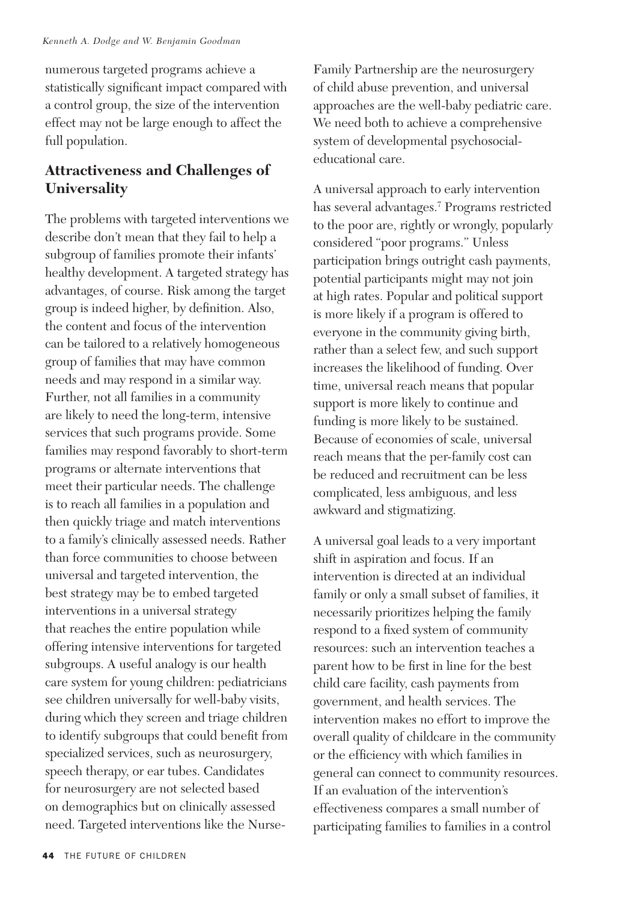numerous targeted programs achieve a statistically significant impact compared with a control group, the size of the intervention effect may not be large enough to affect the full population.

## Attractiveness and Challenges of Universality

The problems with targeted interventions we describe don't mean that they fail to help a subgroup of families promote their infants' healthy development. A targeted strategy has advantages, of course. Risk among the target group is indeed higher, by definition. Also, the content and focus of the intervention can be tailored to a relatively homogeneous group of families that may have common needs and may respond in a similar way. Further, not all families in a community are likely to need the long-term, intensive services that such programs provide. Some families may respond favorably to short-term programs or alternate interventions that meet their particular needs. The challenge is to reach all families in a population and then quickly triage and match interventions to a family's clinically assessed needs. Rather than force communities to choose between universal and targeted intervention, the best strategy may be to embed targeted interventions in a universal strategy that reaches the entire population while offering intensive interventions for targeted subgroups. A useful analogy is our health care system for young children: pediatricians see children universally for well-baby visits, during which they screen and triage children to identify subgroups that could benefit from specialized services, such as neurosurgery, speech therapy, or ear tubes. Candidates for neurosurgery are not selected based on demographics but on clinically assessed need. Targeted interventions like the Nurse-Family Partnership are the neurosurgery of child abuse prevention, and universal approaches are the well-baby pediatric care. We need both to achieve a comprehensive system of developmental psychosocial-educational care.

A universal approach to early intervention has several advantages.[7] Programs restricted to the poor are, rightly or wrongly, popularly considered "poor programs." Unless participation brings outright cash payments, potential participants might may not join at high rates. Popular and political support is more likely if a program is offered to everyone in the community giving birth, rather than a select few, and such support increases the likelihood of funding. Over time, universal reach means that popular support is more likely to continue and funding is more likely to be sustained. Because of economies of scale, universal reach means that the per-family cost can be reduced and recruitment can be less complicated, less ambiguous, and less awkward and stigmatizing.

A universal goal leads to a very important shift in aspiration and focus. If an intervention is directed at an individual family or only a small subset of families, it necessarily prioritizes helping the family respond to a fixed system of community resources: such an intervention teaches a parent how to be first in line for the best child care facility, cash payments from government, and health services. The intervention makes no effort to improve the overall quality of childcare in the community or the efficiency with which families in general can connect to community resources. If an evaluation of the intervention's effectiveness compares a small number of participating families to families in a control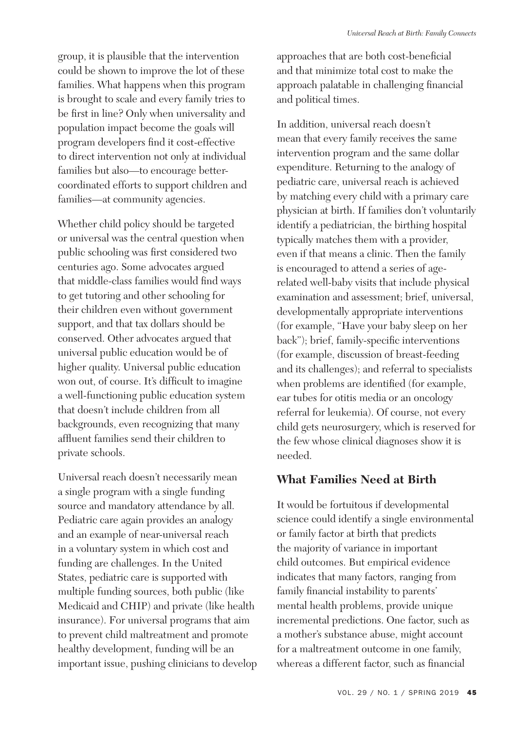group, it is plausible that the intervention could be shown to improve the lot of these families. What happens when this program is brought to scale and every family tries to be first in line? Only when universality and population impact become the goals will program developers find it cost-effective to direct intervention not only at individual families but also—to encourage better-coordinated efforts to support children and families—at community agencies.

Whether child policy should be targeted or universal was the central question when public schooling was first considered two centuries ago. Some advocates argued that middle-class families would find ways to get tutoring and other schooling for their children even without government support, and that tax dollars should be conserved. Other advocates argued that universal public education would be of higher quality. Universal public education won out, of course. It's difficult to imagine a well-functioning public education system that doesn't include children from all backgrounds, even recognizing that many affluent families send their children to private schools.

Universal reach doesn't necessarily mean a single program with a single funding source and mandatory attendance by all. Pediatric care again provides an analogy and an example of near-universal reach in a voluntary system in which cost and funding are challenges. In the United States, pediatric care is supported with multiple funding sources, both public (like Medicaid and CHIP) and private (like health insurance). For universal programs that aim to prevent child maltreatment and promote healthy development, funding will be an important issue, pushing clinicians to develop approaches that are both cost-beneficial and that minimize total cost to make the approach palatable in challenging financial and political times.

In addition, universal reach doesn't mean that every family receives the same intervention program and the same dollar expenditure. Returning to the analogy of pediatric care, universal reach is achieved by matching every child with a primary care physician at birth. If families don't voluntarily identify a pediatrician, the birthing hospital typically matches them with a provider, even if that means a clinic. Then the family is encouraged to attend a series of age-related well-baby visits that include physical examination and assessment; brief, universal, developmentally appropriate interventions (for example, "Have your baby sleep on her back"); brief, family-specific interventions (for example, discussion of breast-feeding and its challenges); and referral to specialists when problems are identified (for example, ear tubes for otitis media or an oncology referral for leukemia). Of course, not every child gets neurosurgery, which is reserved for the few whose clinical diagnoses show it is needed.

## What Families Need at Birth

It would be fortuitous if developmental science could identify a single environmental or family factor at birth that predicts the majority of variance in important child outcomes. But empirical evidence indicates that many factors, ranging from family financial instability to parents' mental health problems, provide unique incremental predictions. One factor, such as a mother's substance abuse, might account for a maltreatment outcome in one family, whereas a different factor, such as financial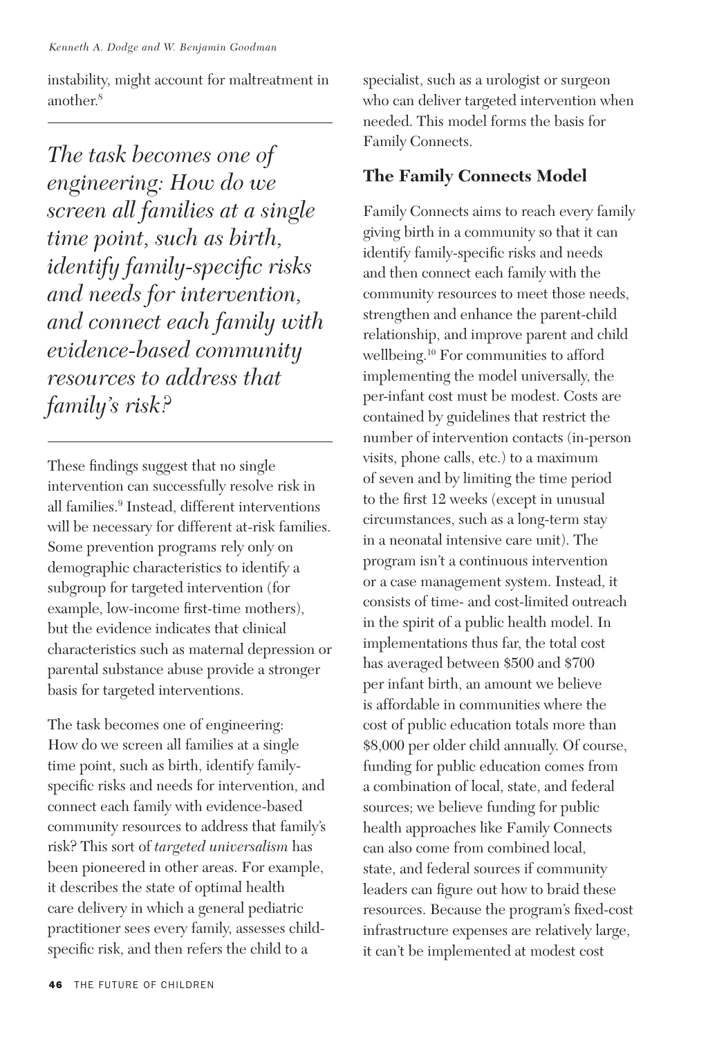instability, might account for maltreatment in another.[8]

*The task becomes one of engineering: How do we screen all families at a single time point, such as birth, identify family-specific risks and needs for intervention, and connect each family with evidence-based community resources to address that family's risk?*

These findings suggest that no single intervention can successfully resolve risk in all families.[9] Instead, different interventions will be necessary for different at-risk families. Some prevention programs rely only on demographic characteristics to identify a subgroup for targeted intervention (for example, low-income first-time mothers), but the evidence indicates that clinical characteristics such as maternal depression or parental substance abuse provide a stronger basis for targeted interventions.

The task becomes one of engineering: How do we screen all families at a single time point, such as birth, identify family-specific risks and needs for intervention, and connect each family with evidence-based community resources to address that family's risk? This sort of *targeted universalism* has been pioneered in other areas. For example, it describes the state of optimal health care delivery in which a general pediatric practitioner sees every family, assesses child-specific risk, and then refers the child to a specialist, such as a urologist or surgeon who can deliver targeted intervention when needed. This model forms the basis for Family Connects.

## The Family Connects Model

Family Connects aims to reach every family giving birth in a community so that it can identify family-specific risks and needs and then connect each family with the community resources to meet those needs, strengthen and enhance the parent-child relationship, and improve parent and child wellbeing.[10] For communities to afford implementing the model universally, the per-infant cost must be modest. Costs are contained by guidelines that restrict the number of intervention contacts (in-person visits, phone calls, etc.) to a maximum of seven and by limiting the time period to the first 12 weeks (except in unusual circumstances, such as a long-term stay in a neonatal intensive care unit). The program isn't a continuous intervention or a case management system. Instead, it consists of time- and cost-limited outreach in the spirit of a public health model. In implementations thus far, the total cost has averaged between $500 and $700 per infant birth, an amount we believe is affordable in communities where the cost of public education totals more than $8,000 per older child annually. Of course, funding for public education comes from a combination of local, state, and federal sources; we believe funding for public health approaches like Family Connects can also come from combined local, state, and federal sources if community leaders can figure out how to braid these resources. Because the program's fixed-cost infrastructure expenses are relatively large, it can't be implemented at modest cost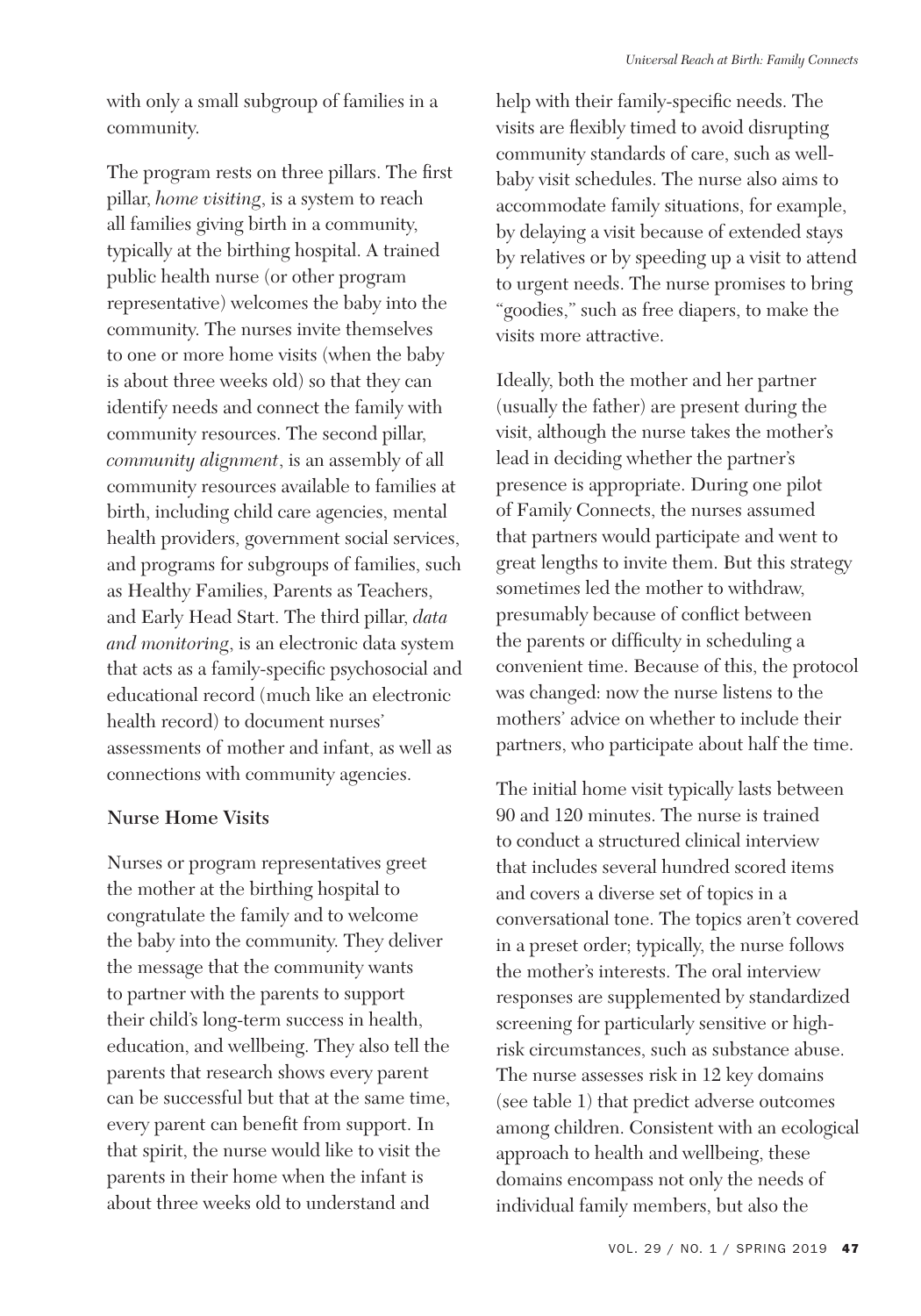with only a small subgroup of families in a community.

The program rests on three pillars. The first pillar, *home visiting*, is a system to reach all families giving birth in a community, typically at the birthing hospital. A trained public health nurse (or other program representative) welcomes the baby into the community. The nurses invite themselves to one or more home visits (when the baby is about three weeks old) so that they can identify needs and connect the family with community resources. The second pillar, *community alignment*, is an assembly of all community resources available to families at birth, including child care agencies, mental health providers, government social services, and programs for subgroups of families, such as Healthy Families, Parents as Teachers, and Early Head Start. The third pillar, *data and monitoring*, is an electronic data system that acts as a family-specific psychosocial and educational record (much like an electronic health record) to document nurses' assessments of mother and infant, as well as connections with community agencies.

**Nurse Home Visits**

Nurses or program representatives greet the mother at the birthing hospital to congratulate the family and to welcome the baby into the community. They deliver the message that the community wants to partner with the parents to support their child's long-term success in health, education, and wellbeing. They also tell the parents that research shows every parent can be successful but that at the same time, every parent can benefit from support. In that spirit, the nurse would like to visit the parents in their home when the infant is about three weeks old to understand and help with their family-specific needs. The visits are flexibly timed to avoid disrupting community standards of care, such as well-baby visit schedules. The nurse also aims to accommodate family situations, for example, by delaying a visit because of extended stays by relatives or by speeding up a visit to attend to urgent needs. The nurse promises to bring "goodies," such as free diapers, to make the visits more attractive.

Ideally, both the mother and her partner (usually the father) are present during the visit, although the nurse takes the mother's lead in deciding whether the partner's presence is appropriate. During one pilot of Family Connects, the nurses assumed that partners would participate and went to great lengths to invite them. But this strategy sometimes led the mother to withdraw, presumably because of conflict between the parents or difficulty in scheduling a convenient time. Because of this, the protocol was changed: now the nurse listens to the mothers' advice on whether to include their partners, who participate about half the time.

The initial home visit typically lasts between 90 and 120 minutes. The nurse is trained to conduct a structured clinical interview that includes several hundred scored items and covers a diverse set of topics in a conversational tone. The topics aren't covered in a preset order; typically, the nurse follows the mother's interests. The oral interview responses are supplemented by standardized screening for particularly sensitive or high-risk circumstances, such as substance abuse. The nurse assesses risk in 12 key domains (see table 1) that predict adverse outcomes among children. Consistent with an ecological approach to health and wellbeing, these domains encompass not only the needs of individual family members, but also the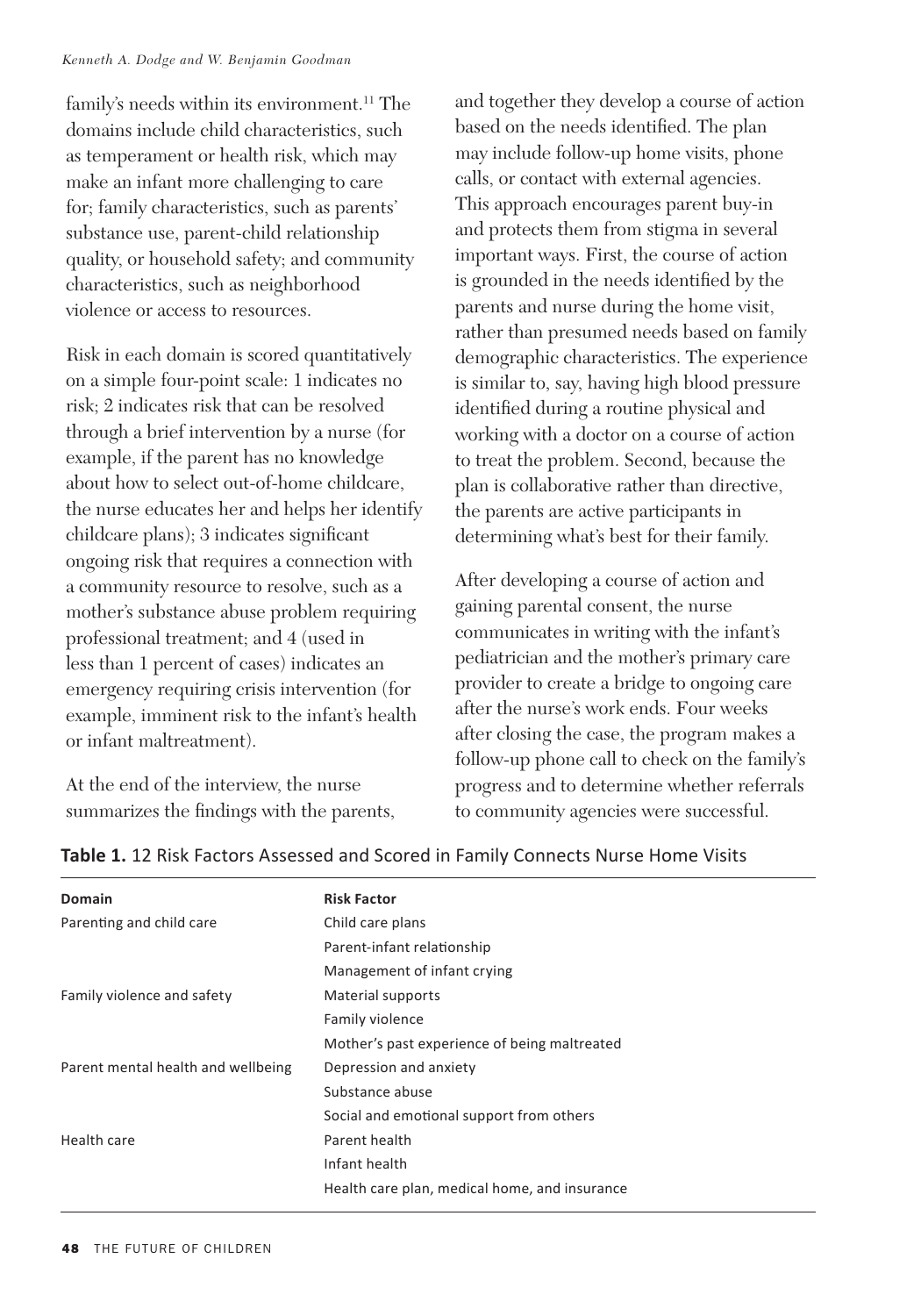family's needs within its environment.[11] The domains include child characteristics, such as temperament or health risk, which may make an infant more challenging to care for; family characteristics, such as parents' substance use, parent-child relationship quality, or household safety; and community characteristics, such as neighborhood violence or access to resources.

Risk in each domain is scored quantitatively on a simple four-point scale: 1 indicates no risk; 2 indicates risk that can be resolved through a brief intervention by a nurse (for example, if the parent has no knowledge about how to select out-of-home childcare, the nurse educates her and helps her identify childcare plans); 3 indicates significant ongoing risk that requires a connection with a community resource to resolve, such as a mother's substance abuse problem requiring professional treatment; and 4 (used in less than 1 percent of cases) indicates an emergency requiring crisis intervention (for example, imminent risk to the infant's health or infant maltreatment).

At the end of the interview, the nurse summarizes the findings with the parents, and together they develop a course of action based on the needs identified. The plan may include follow-up home visits, phone calls, or contact with external agencies. This approach encourages parent buy-in and protects them from stigma in several important ways. First, the course of action is grounded in the needs identified by the parents and nurse during the home visit, rather than presumed needs based on family demographic characteristics. The experience is similar to, say, having high blood pressure identified during a routine physical and working with a doctor on a course of action to treat the problem. Second, because the plan is collaborative rather than directive, the parents are active participants in determining what's best for their family.

After developing a course of action and gaining parental consent, the nurse communicates in writing with the infant's pediatrician and the mother's primary care provider to create a bridge to ongoing care after the nurse's work ends. Four weeks after closing the case, the program makes a follow-up phone call to check on the family's progress and to determine whether referrals to community agencies were successful.

**Table 1.** 12 Risk Factors Assessed and Scored in Family Connects Nurse Home Visits

| Domain | Risk Factor |
|---|---|
| Parenting and child care | Child care plans |
| | Parent-infant relationship |
| | Management of infant crying |
| Family violence and safety | Material supports |
| | Family violence |
| | Mother's past experience of being maltreated |
| Parent mental health and wellbeing | Depression and anxiety |
| | Substance abuse |
| | Social and emotional support from others |
| Health care | Parent health |
| | Infant health |
| | Health care plan, medical home, and insurance |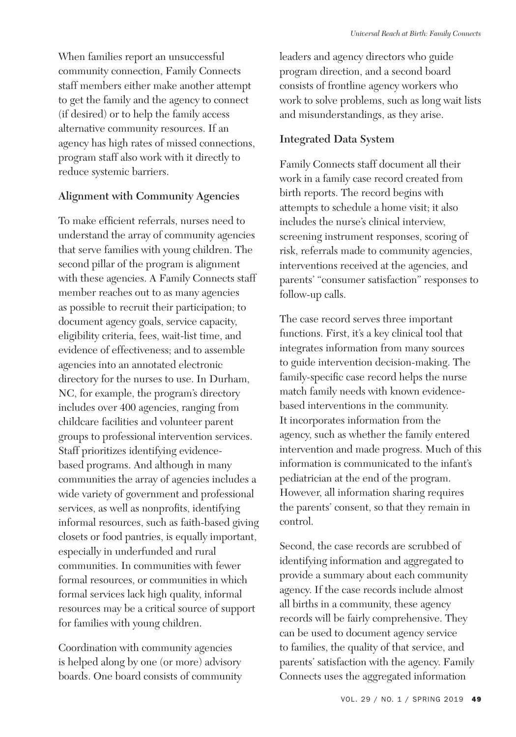When families report an unsuccessful community connection, Family Connects staff members either make another attempt to get the family and the agency to connect (if desired) or to help the family access alternative community resources. If an agency has high rates of missed connections, program staff also work with it directly to reduce systemic barriers.

### Alignment with Community Agencies

To make efficient referrals, nurses need to understand the array of community agencies that serve families with young children. The second pillar of the program is alignment with these agencies. A Family Connects staff member reaches out to as many agencies as possible to recruit their participation; to document agency goals, service capacity, eligibility criteria, fees, wait-list time, and evidence of effectiveness; and to assemble agencies into an annotated electronic directory for the nurses to use. In Durham, NC, for example, the program's directory includes over 400 agencies, ranging from childcare facilities and volunteer parent groups to professional intervention services. Staff prioritizes identifying evidence-based programs. And although in many communities the array of agencies includes a wide variety of government and professional services, as well as nonprofits, identifying informal resources, such as faith-based giving closets or food pantries, is equally important, especially in underfunded and rural communities. In communities with fewer formal resources, or communities in which formal services lack high quality, informal resources may be a critical source of support for families with young children.

Coordination with community agencies is helped along by one (or more) advisory boards. One board consists of community leaders and agency directors who guide program direction, and a second board consists of frontline agency workers who work to solve problems, such as long wait lists and misunderstandings, as they arise.

### Integrated Data System

Family Connects staff document all their work in a family case record created from birth reports. The record begins with attempts to schedule a home visit; it also includes the nurse's clinical interview, screening instrument responses, scoring of risk, referrals made to community agencies, interventions received at the agencies, and parents' "consumer satisfaction" responses to follow-up calls.

The case record serves three important functions. First, it's a key clinical tool that integrates information from many sources to guide intervention decision-making. The family-specific case record helps the nurse match family needs with known evidence-based interventions in the community. It incorporates information from the agency, such as whether the family entered intervention and made progress. Much of this information is communicated to the infant's pediatrician at the end of the program. However, all information sharing requires the parents' consent, so that they remain in control.

Second, the case records are scrubbed of identifying information and aggregated to provide a summary about each community agency. If the case records include almost all births in a community, these agency records will be fairly comprehensive. They can be used to document agency service to families, the quality of that service, and parents' satisfaction with the agency. Family Connects uses the aggregated information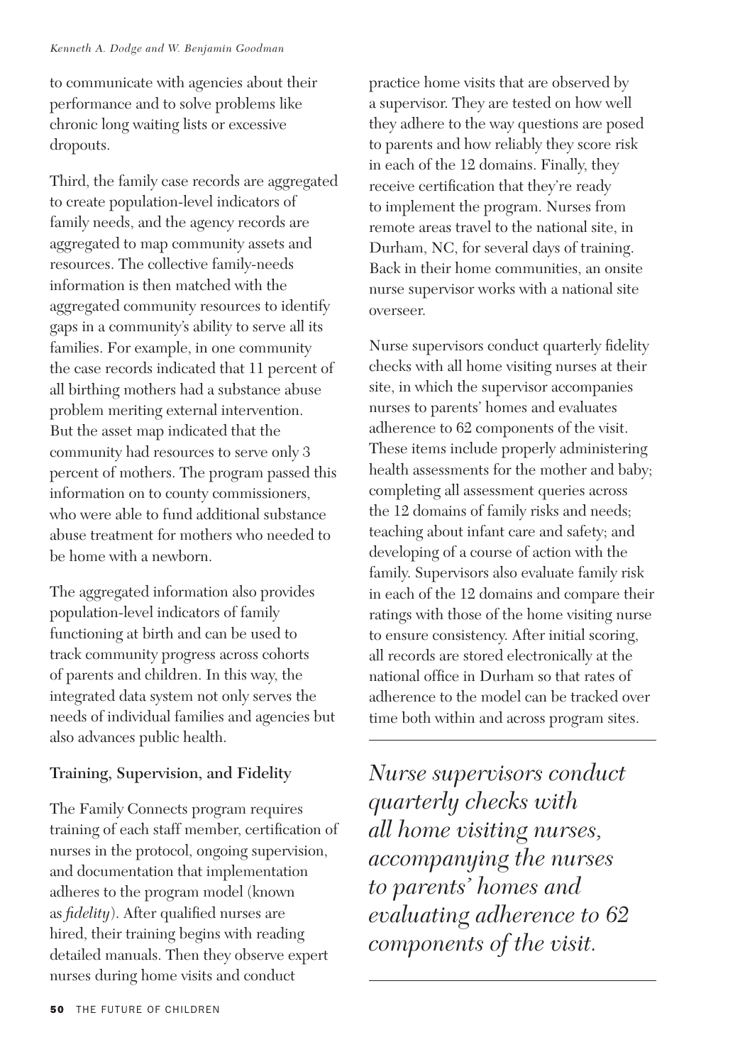to communicate with agencies about their performance and to solve problems like chronic long waiting lists or excessive dropouts.

Third, the family case records are aggregated to create population-level indicators of family needs, and the agency records are aggregated to map community assets and resources. The collective family-needs information is then matched with the aggregated community resources to identify gaps in a community's ability to serve all its families. For example, in one community the case records indicated that 11 percent of all birthing mothers had a substance abuse problem meriting external intervention. But the asset map indicated that the community had resources to serve only 3 percent of mothers. The program passed this information on to county commissioners, who were able to fund additional substance abuse treatment for mothers who needed to be home with a newborn.

The aggregated information also provides population-level indicators of family functioning at birth and can be used to track community progress across cohorts of parents and children. In this way, the integrated data system not only serves the needs of individual families and agencies but also advances public health.

### Training, Supervision, and Fidelity

The Family Connects program requires training of each staff member, certification of nurses in the protocol, ongoing supervision, and documentation that implementation adheres to the program model (known as *fidelity*). After qualified nurses are hired, their training begins with reading detailed manuals. Then they observe expert nurses during home visits and conduct practice home visits that are observed by a supervisor. They are tested on how well they adhere to the way questions are posed to parents and how reliably they score risk in each of the 12 domains. Finally, they receive certification that they're ready to implement the program. Nurses from remote areas travel to the national site, in Durham, NC, for several days of training. Back in their home communities, an onsite nurse supervisor works with a national site overseer.

Nurse supervisors conduct quarterly fidelity checks with all home visiting nurses at their site, in which the supervisor accompanies nurses to parents' homes and evaluates adherence to 62 components of the visit. These items include properly administering health assessments for the mother and baby; completing all assessment queries across the 12 domains of family risks and needs; teaching about infant care and safety; and developing of a course of action with the family. Supervisors also evaluate family risk in each of the 12 domains and compare their ratings with those of the home visiting nurse to ensure consistency. After initial scoring, all records are stored electronically at the national office in Durham so that rates of adherence to the model can be tracked over time both within and across program sites.

*Nurse supervisors conduct quarterly checks with all home visiting nurses, accompanying the nurses to parents' homes and evaluating adherence to 62 components of the visit.*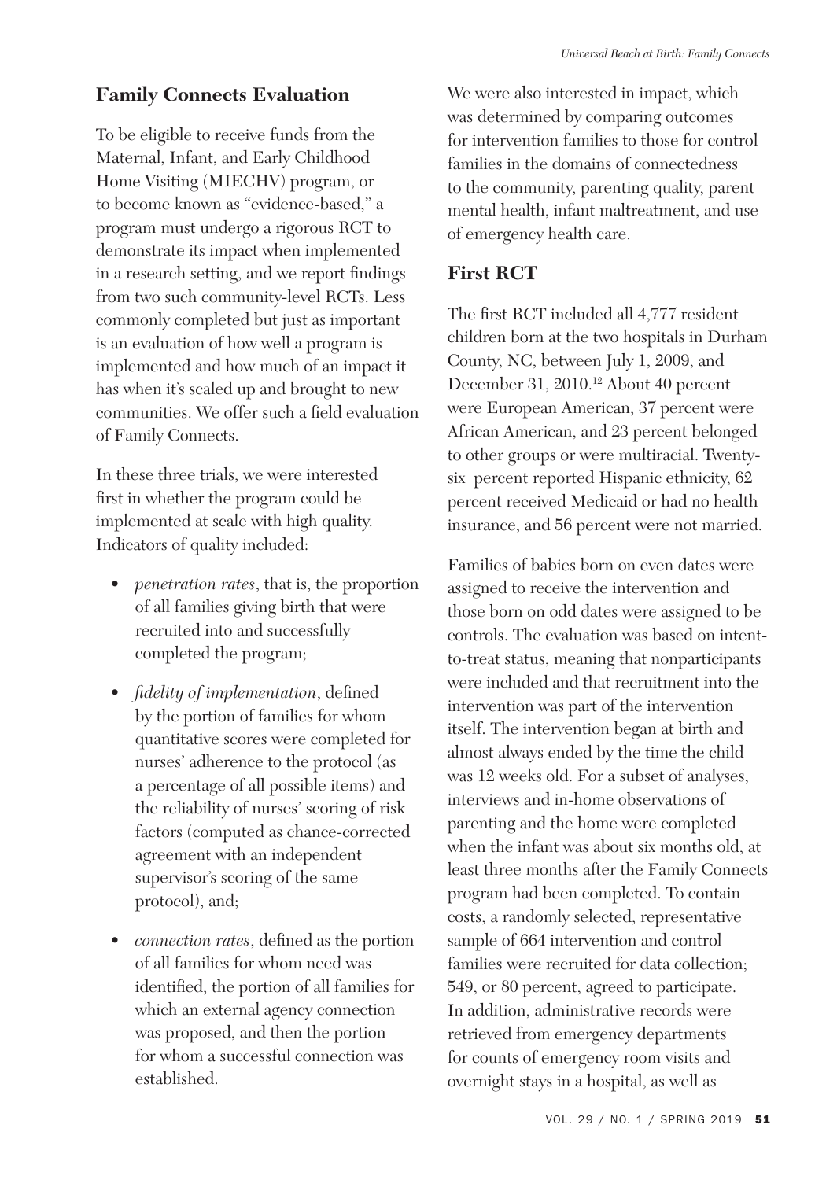## Family Connects Evaluation

To be eligible to receive funds from the Maternal, Infant, and Early Childhood Home Visiting (MIECHV) program, or to become known as "evidence-based," a program must undergo a rigorous RCT to demonstrate its impact when implemented in a research setting, and we report findings from two such community-level RCTs. Less commonly completed but just as important is an evaluation of how well a program is implemented and how much of an impact it has when it's scaled up and brought to new communities. We offer such a field evaluation of Family Connects.

In these three trials, we were interested first in whether the program could be implemented at scale with high quality. Indicators of quality included:

- *penetration rates*, that is, the proportion of all families giving birth that were recruited into and successfully completed the program;
- *fidelity of implementation*, defined by the portion of families for whom quantitative scores were completed for nurses' adherence to the protocol (as a percentage of all possible items) and the reliability of nurses' scoring of risk factors (computed as chance-corrected agreement with an independent supervisor's scoring of the same protocol), and;
- *connection rates*, defined as the portion of all families for whom need was identified, the portion of all families for which an external agency connection was proposed, and then the portion for whom a successful connection was established.

We were also interested in impact, which was determined by comparing outcomes for intervention families to those for control families in the domains of connectedness to the community, parenting quality, parent mental health, infant maltreatment, and use of emergency health care.

## First RCT

The first RCT included all 4,777 resident children born at the two hospitals in Durham County, NC, between July 1, 2009, and December 31, 2010.[12] About 40 percent were European American, 37 percent were African American, and 23 percent belonged to other groups or were multiracial. Twenty-six percent reported Hispanic ethnicity, 62 percent received Medicaid or had no health insurance, and 56 percent were not married.

Families of babies born on even dates were assigned to receive the intervention and those born on odd dates were assigned to be controls. The evaluation was based on intent-to-treat status, meaning that nonparticipants were included and that recruitment into the intervention was part of the intervention itself. The intervention began at birth and almost always ended by the time the child was 12 weeks old. For a subset of analyses, interviews and in-home observations of parenting and the home were completed when the infant was about six months old, at least three months after the Family Connects program had been completed. To contain costs, a randomly selected, representative sample of 664 intervention and control families were recruited for data collection; 549, or 80 percent, agreed to participate. In addition, administrative records were retrieved from emergency departments for counts of emergency room visits and overnight stays in a hospital, as well as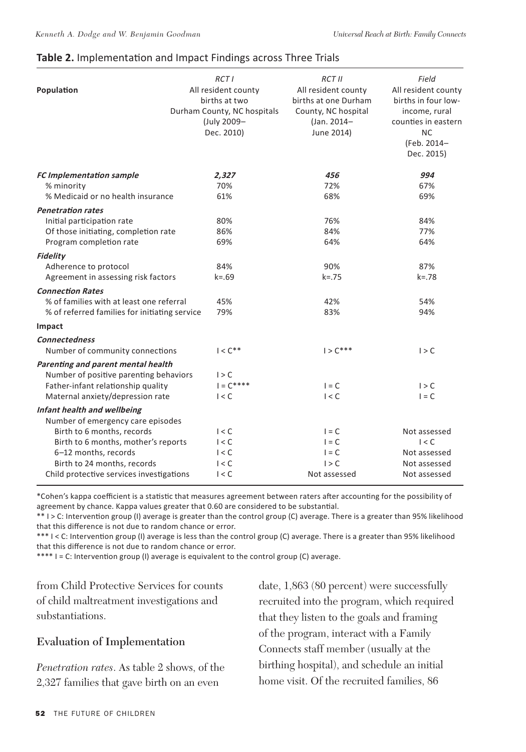**Table 2.** Implementation and Impact Findings across Three Trials

| Population | *RCT I* All resident county births at two Durham County, NC hospitals (July 2009–Dec. 2010) | *RCT II* All resident county births at one Durham County, NC hospital (Jan. 2014–June 2014) | *Field* All resident county births in four low-income, rural counties in eastern NC (Feb. 2014–Dec. 2015) |
|---|---|---|---|
| ***FC Implementation sample*** | ***2,327*** | ***456*** | ***994*** |
| % minority | 70% | 72% | 67% |
| % Medicaid or no health insurance | 61% | 68% | 69% |
| ***Penetration rates*** | | | |
| Initial participation rate | 80% | 76% | 84% |
| Of those initiating, completion rate | 86% | 84% | 77% |
| Program completion rate | 69% | 64% | 64% |
| ***Fidelity*** | | | |
| Adherence to protocol | 84% | 90% | 87% |
| Agreement in assessing risk factors | k=.69 | k=.75 | k=.78 |
| ***Connection Rates*** | | | |
| % of families with at least one referral | 45% | 42% | 54% |
| % of referred families for initiating service | 79% | 83% | 94% |
| **Impact** | | | |
| ***Connectedness*** | | | |
| Number of community connections | I < C** | I > C*** | I > C |
| ***Parenting and parent mental health*** | | | |
| Number of positive parenting behaviors | I > C | | |
| Father-infant relationship quality | I = C**** | I = C | I > C |
| Maternal anxiety/depression rate | I < C | I < C | I = C |
| ***Infant health and wellbeing*** | | | |
| Number of emergency care episodes | | | |
| Birth to 6 months, records | I < C | I = C | Not assessed |
| Birth to 6 months, mother's reports | I < C | I = C | I < C |
| 6–12 months, records | I < C | I = C | Not assessed |
| Birth to 24 months, records | I < C | I > C | Not assessed |
| Child protective services investigations | I < C | Not assessed | Not assessed |

*Cohen's kappa coefficient is a statistic that measures agreement between raters after accounting for the possibility of agreement by chance. Kappa values greater that 0.60 are considered to be substantial.

** I > C: Intervention group (I) average is greater than the control group (C) average. There is a greater than 95% likelihood that this difference is not due to random chance or error.

*** I < C: Intervention group (I) average is less than the control group (C) average. There is a greater than 95% likelihood that this difference is not due to random chance or error.

**** I = C: Intervention group (I) average is equivalent to the control group (C) average.

from Child Protective Services for counts of child maltreatment investigations and substantiations.

## Evaluation of Implementation

*Penetration rates*. As table 2 shows, of the 2,327 families that gave birth on an even date, 1,863 (80 percent) were successfully recruited into the program, which required that they listen to the goals and framing of the program, interact with a Family Connects staff member (usually at the birthing hospital), and schedule an initial home visit. Of the recruited families, 86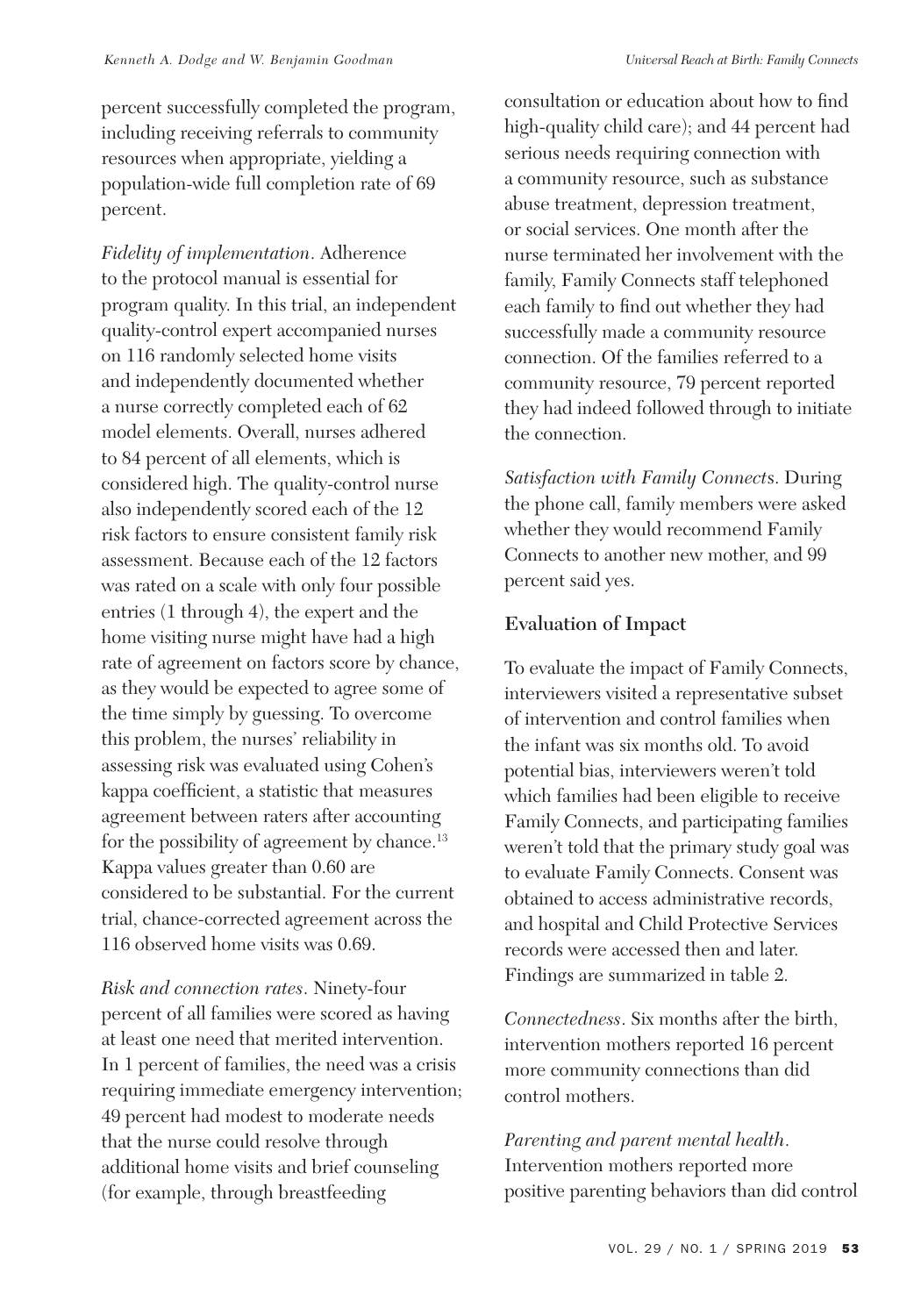percent successfully completed the program, including receiving referrals to community resources when appropriate, yielding a population-wide full completion rate of 69 percent.

*Fidelity of implementation*. Adherence to the protocol manual is essential for program quality. In this trial, an independent quality-control expert accompanied nurses on 116 randomly selected home visits and independently documented whether a nurse correctly completed each of 62 model elements. Overall, nurses adhered to 84 percent of all elements, which is considered high. The quality-control nurse also independently scored each of the 12 risk factors to ensure consistent family risk assessment. Because each of the 12 factors was rated on a scale with only four possible entries (1 through 4), the expert and the home visiting nurse might have had a high rate of agreement on factors score by chance, as they would be expected to agree some of the time simply by guessing. To overcome this problem, the nurses' reliability in assessing risk was evaluated using Cohen's kappa coefficient, a statistic that measures agreement between raters after accounting for the possibility of agreement by chance.[13] Kappa values greater than 0.60 are considered to be substantial. For the current trial, chance-corrected agreement across the 116 observed home visits was 0.69.

*Risk and connection rates*. Ninety-four percent of all families were scored as having at least one need that merited intervention. In 1 percent of families, the need was a crisis requiring immediate emergency intervention; 49 percent had modest to moderate needs that the nurse could resolve through additional home visits and brief counseling (for example, through breastfeeding consultation or education about how to find high-quality child care); and 44 percent had serious needs requiring connection with a community resource, such as substance abuse treatment, depression treatment, or social services. One month after the nurse terminated her involvement with the family, Family Connects staff telephoned each family to find out whether they had successfully made a community resource connection. Of the families referred to a community resource, 79 percent reported they had indeed followed through to initiate the connection.

*Satisfaction with Family Connects*. During the phone call, family members were asked whether they would recommend Family Connects to another new mother, and 99 percent said yes.

## Evaluation of Impact

To evaluate the impact of Family Connects, interviewers visited a representative subset of intervention and control families when the infant was six months old. To avoid potential bias, interviewers weren't told which families had been eligible to receive Family Connects, and participating families weren't told that the primary study goal was to evaluate Family Connects. Consent was obtained to access administrative records, and hospital and Child Protective Services records were accessed then and later. Findings are summarized in table 2.

*Connectedness*. Six months after the birth, intervention mothers reported 16 percent more community connections than did control mothers.

*Parenting and parent mental health*. Intervention mothers reported more positive parenting behaviors than did control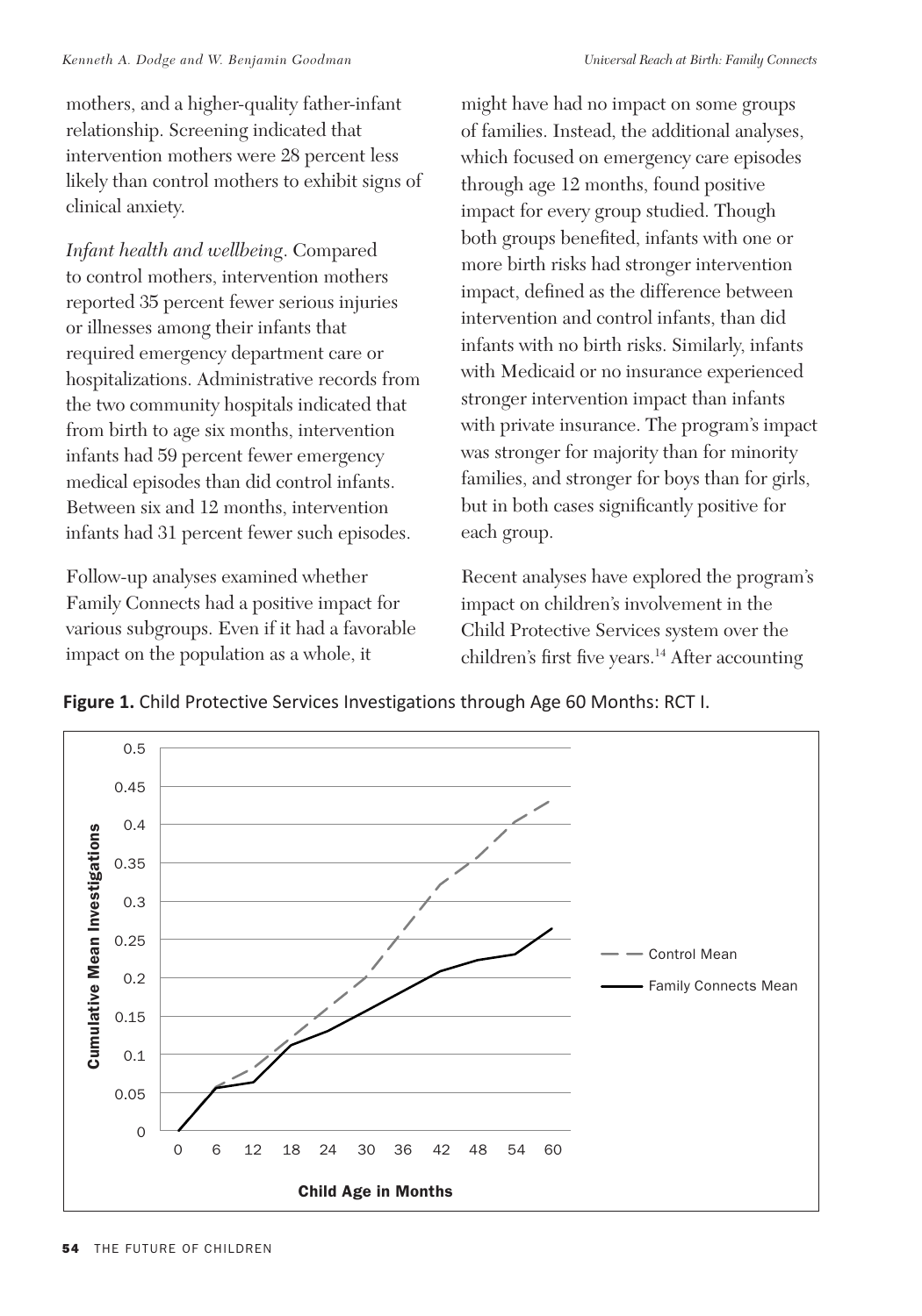mothers, and a higher-quality father-infant relationship. Screening indicated that intervention mothers were 28 percent less likely than control mothers to exhibit signs of clinical anxiety.

*Infant health and wellbeing*. Compared to control mothers, intervention mothers reported 35 percent fewer serious injuries or illnesses among their infants that required emergency department care or hospitalizations. Administrative records from the two community hospitals indicated that from birth to age six months, intervention infants had 59 percent fewer emergency medical episodes than did control infants. Between six and 12 months, intervention infants had 31 percent fewer such episodes.

Follow-up analyses examined whether Family Connects had a positive impact for various subgroups. Even if it had a favorable impact on the population as a whole, it might have had no impact on some groups of families. Instead, the additional analyses, which focused on emergency care episodes through age 12 months, found positive impact for every group studied. Though both groups benefited, infants with one or more birth risks had stronger intervention impact, defined as the difference between intervention and control infants, than did infants with no birth risks. Similarly, infants with Medicaid or no insurance experienced stronger intervention impact than infants with private insurance. The program's impact was stronger for majority than for minority families, and stronger for boys than for girls, but in both cases significantly positive for each group.

Recent analyses have explored the program's impact on children's involvement in the Child Protective Services system over the children's first five years.[14] After accounting

**Figure 1.** Child Protective Services Investigations through Age 60 Months: RCT I.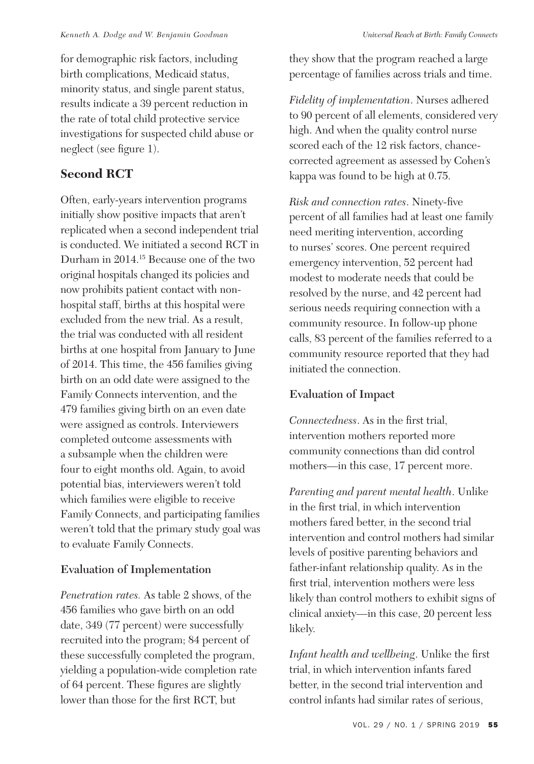for demographic risk factors, including birth complications, Medicaid status, minority status, and single parent status, results indicate a 39 percent reduction in the rate of total child protective service investigations for suspected child abuse or neglect (see figure 1).

## Second RCT

Often, early-years intervention programs initially show positive impacts that aren't replicated when a second independent trial is conducted. We initiated a second RCT in Durham in 2014.[15] Because one of the two original hospitals changed its policies and now prohibits patient contact with non-hospital staff, births at this hospital were excluded from the new trial. As a result, the trial was conducted with all resident births at one hospital from January to June of 2014. This time, the 456 families giving birth on an odd date were assigned to the Family Connects intervention, and the 479 families giving birth on an even date were assigned as controls. Interviewers completed outcome assessments with a subsample when the children were four to eight months old. Again, to avoid potential bias, interviewers weren't told which families were eligible to receive Family Connects, and participating families weren't told that the primary study goal was to evaluate Family Connects.

### Evaluation of Implementation

*Penetration rates.* As table 2 shows, of the 456 families who gave birth on an odd date, 349 (77 percent) were successfully recruited into the program; 84 percent of these successfully completed the program, yielding a population-wide completion rate of 64 percent. These figures are slightly lower than those for the first RCT, but they show that the program reached a large percentage of families across trials and time.

*Fidelity of implementation.* Nurses adhered to 90 percent of all elements, considered very high. And when the quality control nurse scored each of the 12 risk factors, chance-corrected agreement as assessed by Cohen's kappa was found to be high at 0.75.

*Risk and connection rates.* Ninety-five percent of all families had at least one family need meriting intervention, according to nurses' scores. One percent required emergency intervention, 52 percent had modest to moderate needs that could be resolved by the nurse, and 42 percent had serious needs requiring connection with a community resource. In follow-up phone calls, 83 percent of the families referred to a community resource reported that they had initiated the connection.

### Evaluation of Impact

*Connectedness.* As in the first trial, intervention mothers reported more community connections than did control mothers—in this case, 17 percent more.

*Parenting and parent mental health.* Unlike in the first trial, in which intervention mothers fared better, in the second trial intervention and control mothers had similar levels of positive parenting behaviors and father-infant relationship quality. As in the first trial, intervention mothers were less likely than control mothers to exhibit signs of clinical anxiety—in this case, 20 percent less likely.

*Infant health and wellbeing.* Unlike the first trial, in which intervention infants fared better, in the second trial intervention and control infants had similar rates of serious,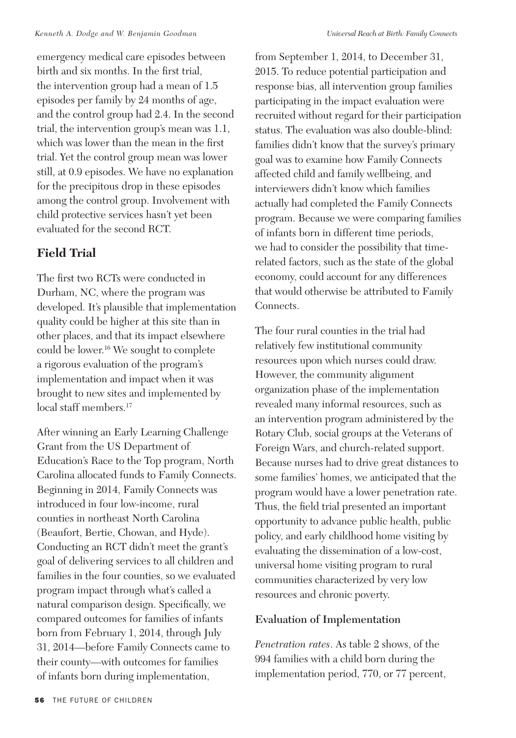emergency medical care episodes between birth and six months. In the first trial, the intervention group had a mean of 1.5 episodes per family by 24 months of age, and the control group had 2.4. In the second trial, the intervention group's mean was 1.1, which was lower than the mean in the first trial. Yet the control group mean was lower still, at 0.9 episodes. We have no explanation for the precipitous drop in these episodes among the control group. Involvement with child protective services hasn't yet been evaluated for the second RCT.

## Field Trial

The first two RCTs were conducted in Durham, NC, where the program was developed. It's plausible that implementation quality could be higher at this site than in other places, and that its impact elsewhere could be lower.[16] We sought to complete a rigorous evaluation of the program's implementation and impact when it was brought to new sites and implemented by local staff members.[17]

After winning an Early Learning Challenge Grant from the US Department of Education's Race to the Top program, North Carolina allocated funds to Family Connects. Beginning in 2014, Family Connects was introduced in four low-income, rural counties in northeast North Carolina (Beaufort, Bertie, Chowan, and Hyde). Conducting an RCT didn't meet the grant's goal of delivering services to all children and families in the four counties, so we evaluated program impact through what's called a natural comparison design. Specifically, we compared outcomes for families of infants born from February 1, 2014, through July 31, 2014—before Family Connects came to their county—with outcomes for families of infants born during implementation, from September 1, 2014, to December 31, 2015. To reduce potential participation and response bias, all intervention group families participating in the impact evaluation were recruited without regard for their participation status. The evaluation was also double-blind: families didn't know that the survey's primary goal was to examine how Family Connects affected child and family wellbeing, and interviewers didn't know which families actually had completed the Family Connects program. Because we were comparing families of infants born in different time periods, we had to consider the possibility that time-related factors, such as the state of the global economy, could account for any differences that would otherwise be attributed to Family Connects.

The four rural counties in the trial had relatively few institutional community resources upon which nurses could draw. However, the community alignment organization phase of the implementation revealed many informal resources, such as an intervention program administered by the Rotary Club, social groups at the Veterans of Foreign Wars, and church-related support. Because nurses had to drive great distances to some families' homes, we anticipated that the program would have a lower penetration rate. Thus, the field trial presented an important opportunity to advance public health, public policy, and early childhood home visiting by evaluating the dissemination of a low-cost, universal home visiting program to rural communities characterized by very low resources and chronic poverty.

### Evaluation of Implementation

*Penetration rates*. As table 2 shows, of the 994 families with a child born during the implementation period, 770, or 77 percent,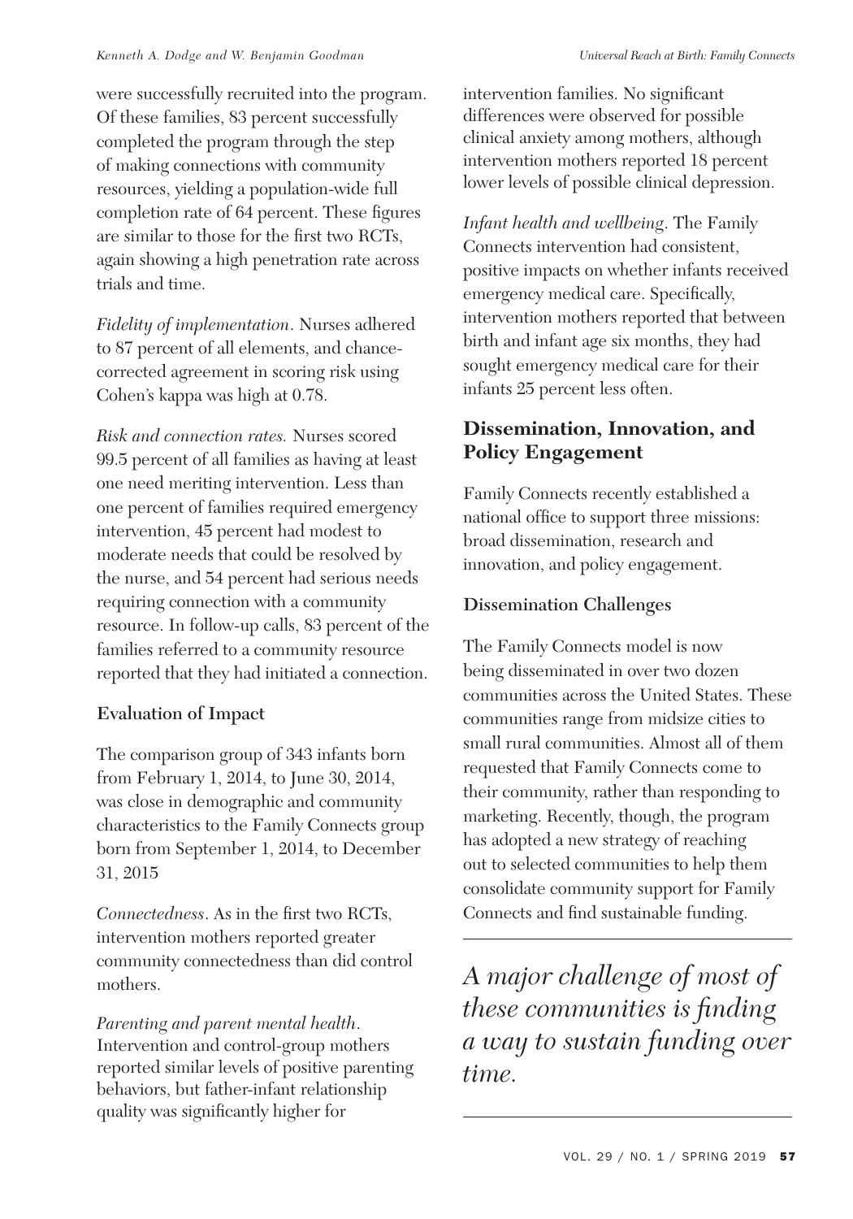were successfully recruited into the program. Of these families, 83 percent successfully completed the program through the step of making connections with community resources, yielding a population-wide full completion rate of 64 percent. These figures are similar to those for the first two RCTs, again showing a high penetration rate across trials and time.

*Fidelity of implementation*. Nurses adhered to 87 percent of all elements, and chance-corrected agreement in scoring risk using Cohen's kappa was high at 0.78.

*Risk and connection rates.* Nurses scored 99.5 percent of all families as having at least one need meriting intervention. Less than one percent of families required emergency intervention, 45 percent had modest to moderate needs that could be resolved by the nurse, and 54 percent had serious needs requiring connection with a community resource. In follow-up calls, 83 percent of the families referred to a community resource reported that they had initiated a connection.

### Evaluation of Impact

The comparison group of 343 infants born from February 1, 2014, to June 30, 2014, was close in demographic and community characteristics to the Family Connects group born from September 1, 2014, to December 31, 2015

*Connectedness*. As in the first two RCTs, intervention mothers reported greater community connectedness than did control mothers.

*Parenting and parent mental health*. Intervention and control-group mothers reported similar levels of positive parenting behaviors, but father-infant relationship quality was significantly higher for intervention families. No significant differences were observed for possible clinical anxiety among mothers, although intervention mothers reported 18 percent lower levels of possible clinical depression.

*Infant health and wellbeing*. The Family Connects intervention had consistent, positive impacts on whether infants received emergency medical care. Specifically, intervention mothers reported that between birth and infant age six months, they had sought emergency medical care for their infants 25 percent less often.

## Dissemination, Innovation, and Policy Engagement

Family Connects recently established a national office to support three missions: broad dissemination, research and innovation, and policy engagement.

### Dissemination Challenges

The Family Connects model is now being disseminated in over two dozen communities across the United States. These communities range from midsize cities to small rural communities. Almost all of them requested that Family Connects come to their community, rather than responding to marketing. Recently, though, the program has adopted a new strategy of reaching out to selected communities to help them consolidate community support for Family Connects and find sustainable funding.

*A major challenge of most of these communities is finding a way to sustain funding over time.*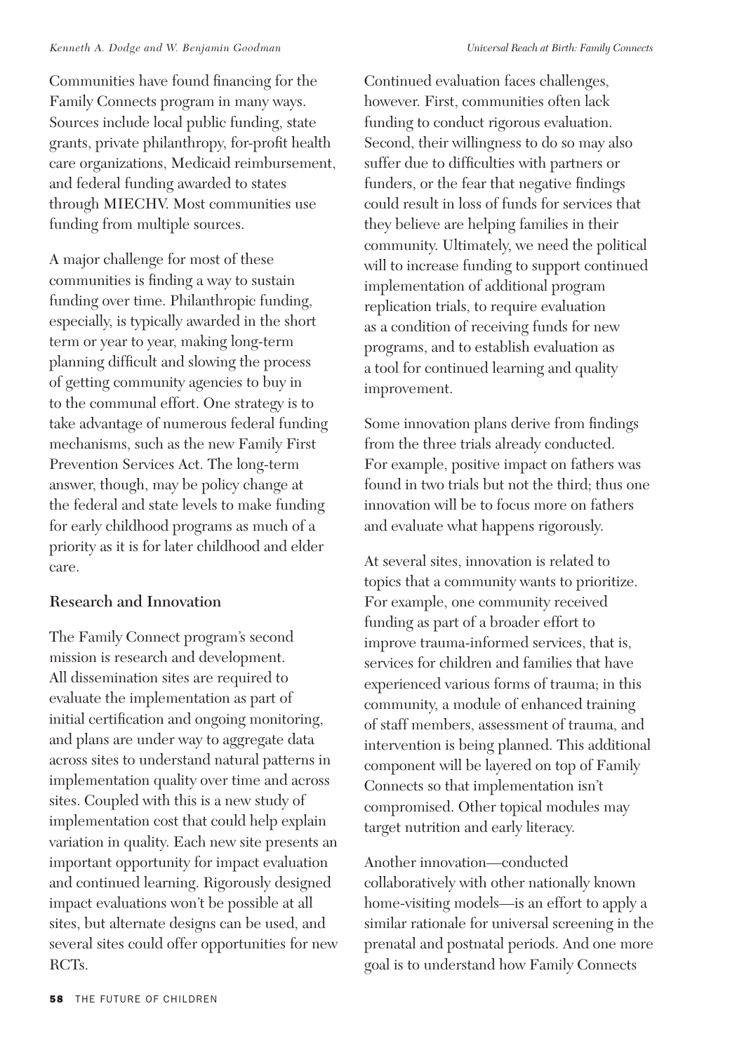Communities have found financing for the Family Connects program in many ways. Sources include local public funding, state grants, private philanthropy, for-profit health care organizations, Medicaid reimbursement, and federal funding awarded to states through MIECHV. Most communities use funding from multiple sources.

A major challenge for most of these communities is finding a way to sustain funding over time. Philanthropic funding, especially, is typically awarded in the short term or year to year, making long-term planning difficult and slowing the process of getting community agencies to buy in to the communal effort. One strategy is to take advantage of numerous federal funding mechanisms, such as the new Family First Prevention Services Act. The long-term answer, though, may be policy change at the federal and state levels to make funding for early childhood programs as much of a priority as it is for later childhood and elder care.

### Research and Innovation

The Family Connect program's second mission is research and development. All dissemination sites are required to evaluate the implementation as part of initial certification and ongoing monitoring, and plans are under way to aggregate data across sites to understand natural patterns in implementation quality over time and across sites. Coupled with this is a new study of implementation cost that could help explain variation in quality. Each new site presents an important opportunity for impact evaluation and continued learning. Rigorously designed impact evaluations won't be possible at all sites, but alternate designs can be used, and several sites could offer opportunities for new RCTs.

Continued evaluation faces challenges, however. First, communities often lack funding to conduct rigorous evaluation. Second, their willingness to do so may also suffer due to difficulties with partners or funders, or the fear that negative findings could result in loss of funds for services that they believe are helping families in their community. Ultimately, we need the political will to increase funding to support continued implementation of additional program replication trials, to require evaluation as a condition of receiving funds for new programs, and to establish evaluation as a tool for continued learning and quality improvement.

Some innovation plans derive from findings from the three trials already conducted. For example, positive impact on fathers was found in two trials but not the third; thus one innovation will be to focus more on fathers and evaluate what happens rigorously.

At several sites, innovation is related to topics that a community wants to prioritize. For example, one community received funding as part of a broader effort to improve trauma-informed services, that is, services for children and families that have experienced various forms of trauma; in this community, a module of enhanced training of staff members, assessment of trauma, and intervention is being planned. This additional component will be layered on top of Family Connects so that implementation isn't compromised. Other topical modules may target nutrition and early literacy.

Another innovation—conducted collaboratively with other nationally known home-visiting models—is an effort to apply a similar rationale for universal screening in the prenatal and postnatal periods. And one more goal is to understand how Family Connects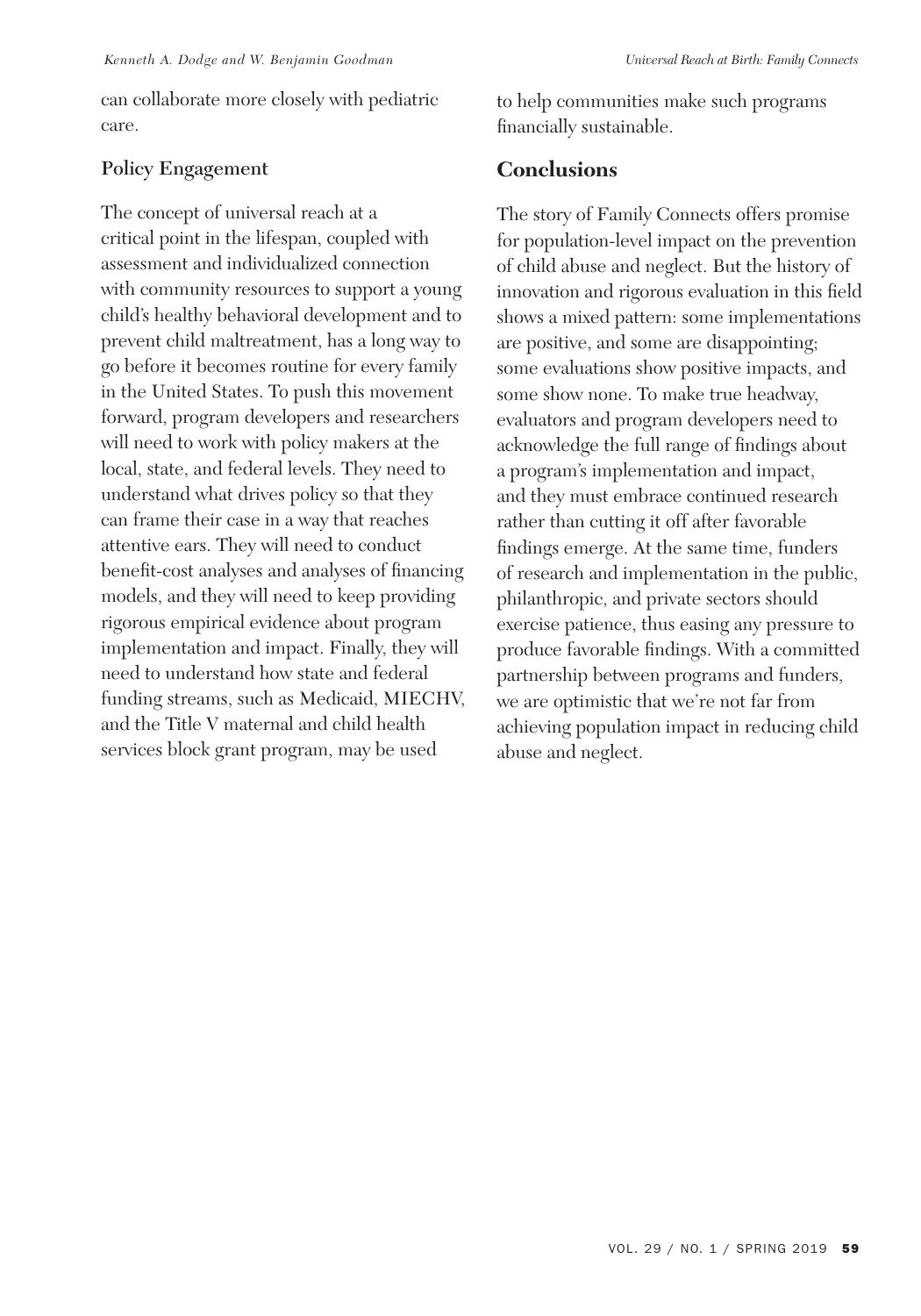can collaborate more closely with pediatric care.

### Policy Engagement

The concept of universal reach at a critical point in the lifespan, coupled with assessment and individualized connection with community resources to support a young child's healthy behavioral development and to prevent child maltreatment, has a long way to go before it becomes routine for every family in the United States. To push this movement forward, program developers and researchers will need to work with policy makers at the local, state, and federal levels. They need to understand what drives policy so that they can frame their case in a way that reaches attentive ears. They will need to conduct benefit-cost analyses and analyses of financing models, and they will need to keep providing rigorous empirical evidence about program implementation and impact. Finally, they will need to understand how state and federal funding streams, such as Medicaid, MIECHV, and the Title V maternal and child health services block grant program, may be used to help communities make such programs financially sustainable.

## Conclusions

The story of Family Connects offers promise for population-level impact on the prevention of child abuse and neglect. But the history of innovation and rigorous evaluation in this field shows a mixed pattern: some implementations are positive, and some are disappointing; some evaluations show positive impacts, and some show none. To make true headway, evaluators and program developers need to acknowledge the full range of findings about a program's implementation and impact, and they must embrace continued research rather than cutting it off after favorable findings emerge. At the same time, funders of research and implementation in the public, philanthropic, and private sectors should exercise patience, thus easing any pressure to produce favorable findings. With a committed partnership between programs and funders, we are optimistic that we're not far from achieving population impact in reducing child abuse and neglect.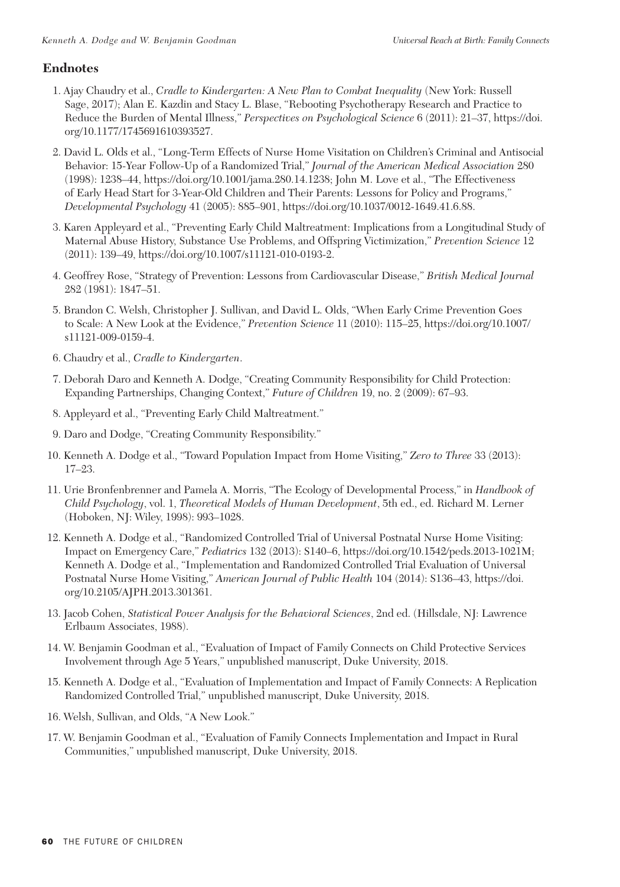## Endnotes

1. Ajay Chaudry et al., *Cradle to Kindergarten: A New Plan to Combat Inequality* (New York: Russell Sage, 2017); Alan E. Kazdin and Stacy L. Blase, "Rebooting Psychotherapy Research and Practice to Reduce the Burden of Mental Illness," *Perspectives on Psychological Science* 6 (2011): 21–37, https://doi.org/10.1177/1745691610393527.
2. David L. Olds et al., "Long-Term Effects of Nurse Home Visitation on Children's Criminal and Antisocial Behavior: 15-Year Follow-Up of a Randomized Trial," *Journal of the American Medical Association* 280 (1998): 1238–44, https://doi.org/10.1001/jama.280.14.1238; John M. Love et al., "The Effectiveness of Early Head Start for 3-Year-Old Children and Their Parents: Lessons for Policy and Programs," *Developmental Psychology* 41 (2005): 885–901, https://doi.org/10.1037/0012-1649.41.6.88.
3. Karen Appleyard et al., "Preventing Early Child Maltreatment: Implications from a Longitudinal Study of Maternal Abuse History, Substance Use Problems, and Offspring Victimization," *Prevention Science* 12 (2011): 139–49, https://doi.org/10.1007/s11121-010-0193-2.
4. Geoffrey Rose, "Strategy of Prevention: Lessons from Cardiovascular Disease," *British Medical Journal* 282 (1981): 1847–51.
5. Brandon C. Welsh, Christopher J. Sullivan, and David L. Olds, "When Early Crime Prevention Goes to Scale: A New Look at the Evidence," *Prevention Science* 11 (2010): 115–25, https://doi.org/10.1007/s11121-009-0159-4.
6. Chaudry et al., *Cradle to Kindergarten*.
7. Deborah Daro and Kenneth A. Dodge, "Creating Community Responsibility for Child Protection: Expanding Partnerships, Changing Context," *Future of Children* 19, no. 2 (2009): 67–93.
8. Appleyard et al., "Preventing Early Child Maltreatment."
9. Daro and Dodge, "Creating Community Responsibility."
10. Kenneth A. Dodge et al., "Toward Population Impact from Home Visiting," *Zero to Three* 33 (2013): 17–23.
11. Urie Bronfenbrenner and Pamela A. Morris, "The Ecology of Developmental Process," in *Handbook of Child Psychology*, vol. 1, *Theoretical Models of Human Development*, 5th ed., ed. Richard M. Lerner (Hoboken, NJ: Wiley, 1998): 993–1028.
12. Kenneth A. Dodge et al., "Randomized Controlled Trial of Universal Postnatal Nurse Home Visiting: Impact on Emergency Care," *Pediatrics* 132 (2013): S140–6, https://doi.org/10.1542/peds.2013-1021M; Kenneth A. Dodge et al., "Implementation and Randomized Controlled Trial Evaluation of Universal Postnatal Nurse Home Visiting," *American Journal of Public Health* 104 (2014): S136–43, https://doi.org/10.2105/AJPH.2013.301361.
13. Jacob Cohen, *Statistical Power Analysis for the Behavioral Sciences*, 2nd ed. (Hillsdale, NJ: Lawrence Erlbaum Associates, 1988).
14. W. Benjamin Goodman et al., "Evaluation of Impact of Family Connects on Child Protective Services Involvement through Age 5 Years," unpublished manuscript, Duke University, 2018.
15. Kenneth A. Dodge et al., "Evaluation of Implementation and Impact of Family Connects: A Replication Randomized Controlled Trial," unpublished manuscript, Duke University, 2018.
16. Welsh, Sullivan, and Olds, "A New Look."
17. W. Benjamin Goodman et al., "Evaluation of Family Connects Implementation and Impact in Rural Communities," unpublished manuscript, Duke University, 2018.